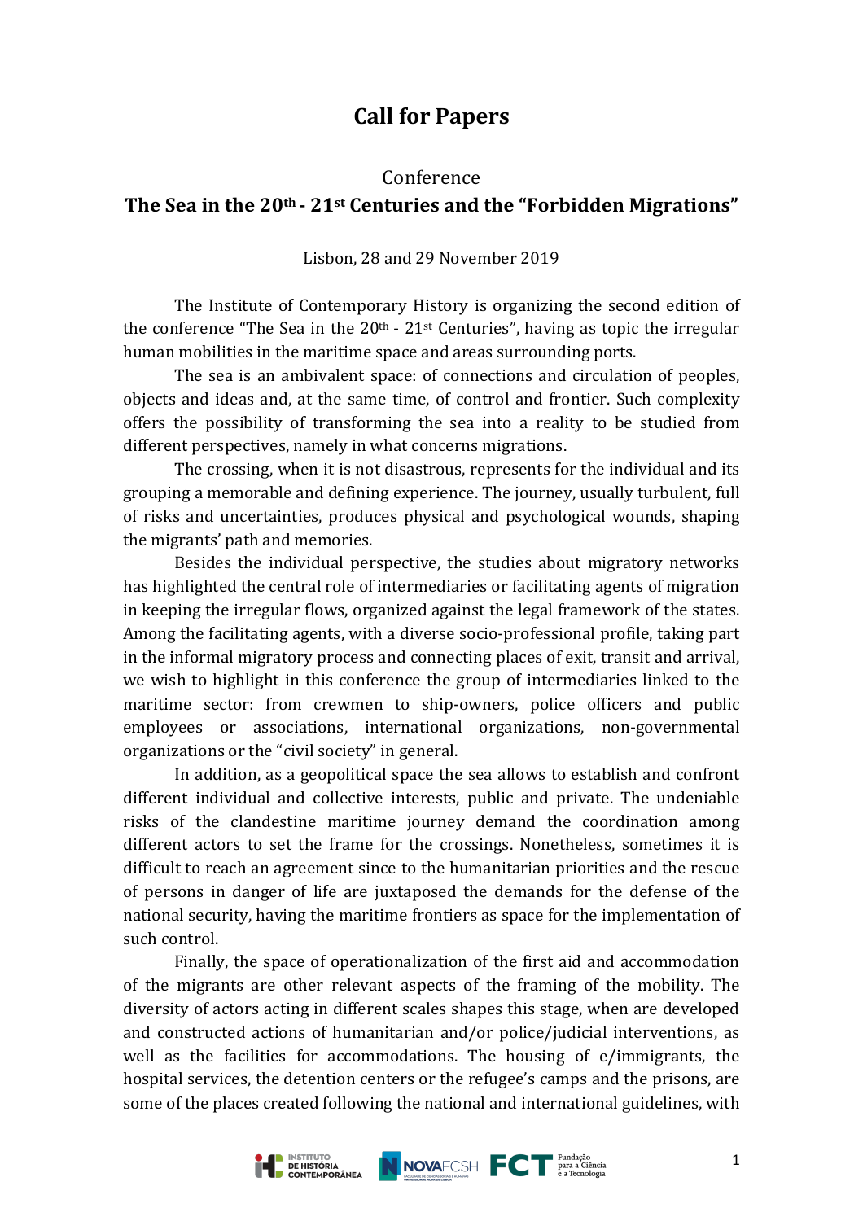# Call for Papers

Conference

## The Sea in the 20th - 21st Centuries and the "Forbidden Migrations"

Lisbon, 28 and 29 November 2019

The Institute of Contemporary History is organizing the second edition of the conference "The Sea in the 20th - 21st Centuries", having as topic the irregular human mobilities in the maritime space and areas surrounding ports.

The sea is an ambivalent space: of connections and circulation of peoples, objects and ideas and, at the same time, of control and frontier. Such complexity offers the possibility of transforming the sea into a reality to be studied from different perspectives, namely in what concerns migrations.

The crossing, when it is not disastrous, represents for the individual and its grouping a memorable and defining experience. The journey, usually turbulent, full of risks and uncertainties, produces physical and psychological wounds, shaping the migrants' path and memories.

Besides the individual perspective, the studies about migratory networks has highlighted the central role of intermediaries or facilitating agents of migration in keeping the irregular flows, organized against the legal framework of the states. Among the facilitating agents, with a diverse socio-professional profile, taking part in the informal migratory process and connecting places of exit, transit and arrival, we wish to highlight in this conference the group of intermediaries linked to the maritime sector: from crewmen to ship-owners, police officers and public employees or associations, international organizations, non-governmental organizations or the "civil society" in general.

In addition, as a geopolitical space the sea allows to establish and confront different individual and collective interests, public and private. The undeniable risks of the clandestine maritime journey demand the coordination among different actors to set the frame for the crossings. Nonetheless, sometimes it is difficult to reach an agreement since to the humanitarian priorities and the rescue of persons in danger of life are juxtaposed the demands for the defense of the national security, having the maritime frontiers as space for the implementation of such control.

Finally, the space of operationalization of the first aid and accommodation of the migrants are other relevant aspects of the framing of the mobility. The diversity of actors acting in different scales shapes this stage, when are developed and constructed actions of humanitarian and/or police/judicial interventions, as well as the facilities for accommodations. The housing of e/immigrants, the hospital services, the detention centers or the refugee's camps and the prisons, are some of the places created following the national and international guidelines, with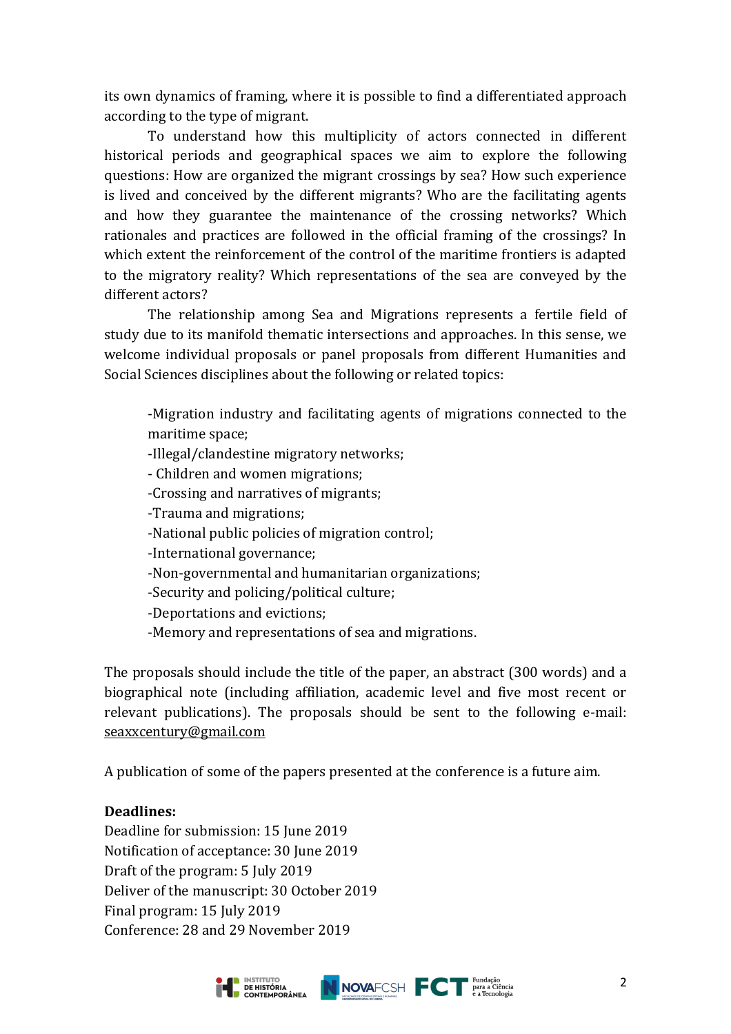its own dynamics of framing, where it is possible to find a differentiated approach according to the type of migrant.

To understand how this multiplicity of actors connected in different historical periods and geographical spaces we aim to explore the following questions: How are organized the migrant crossings by sea? How such experience is lived and conceived by the different migrants? Who are the facilitating agents and how they guarantee the maintenance of the crossing networks? Which rationales and practices are followed in the official framing of the crossings? In which extent the reinforcement of the control of the maritime frontiers is adapted to the migratory reality? Which representations of the sea are conveyed by the different actors?

The relationship among Sea and Migrations represents a fertile field of study due to its manifold thematic intersections and approaches. In this sense, we welcome individual proposals or panel proposals from different Humanities and Social Sciences disciplines about the following or related topics:

-Migration industry and facilitating agents of migrations connected to the maritime space;
-Illegal/clandestine migratory networks;
- Children and women migrations;
-Crossing and narratives of migrants;
-Trauma and migrations;
-National public policies of migration control;
-International governance;
-Non-governmental and humanitarian organizations;
-Security and policing/political culture;
-Deportations and evictions;
-Memory and representations of sea and migrations.

The proposals should include the title of the paper, an abstract (300 words) and a biographical note (including affiliation, academic level and five most recent or relevant publications). The proposals should be sent to the following e-mail: seaxxcentury@gmail.com

A publication of some of the papers presented at the conference is a future aim.

**Deadlines:**

Deadline for submission: 15 June 2019
Notification of acceptance: 30 June 2019
Draft of the program: 5 July 2019
Deliver of the manuscript: 30 October 2019
Final program: 15 July 2019
Conference: 28 and 29 November 2019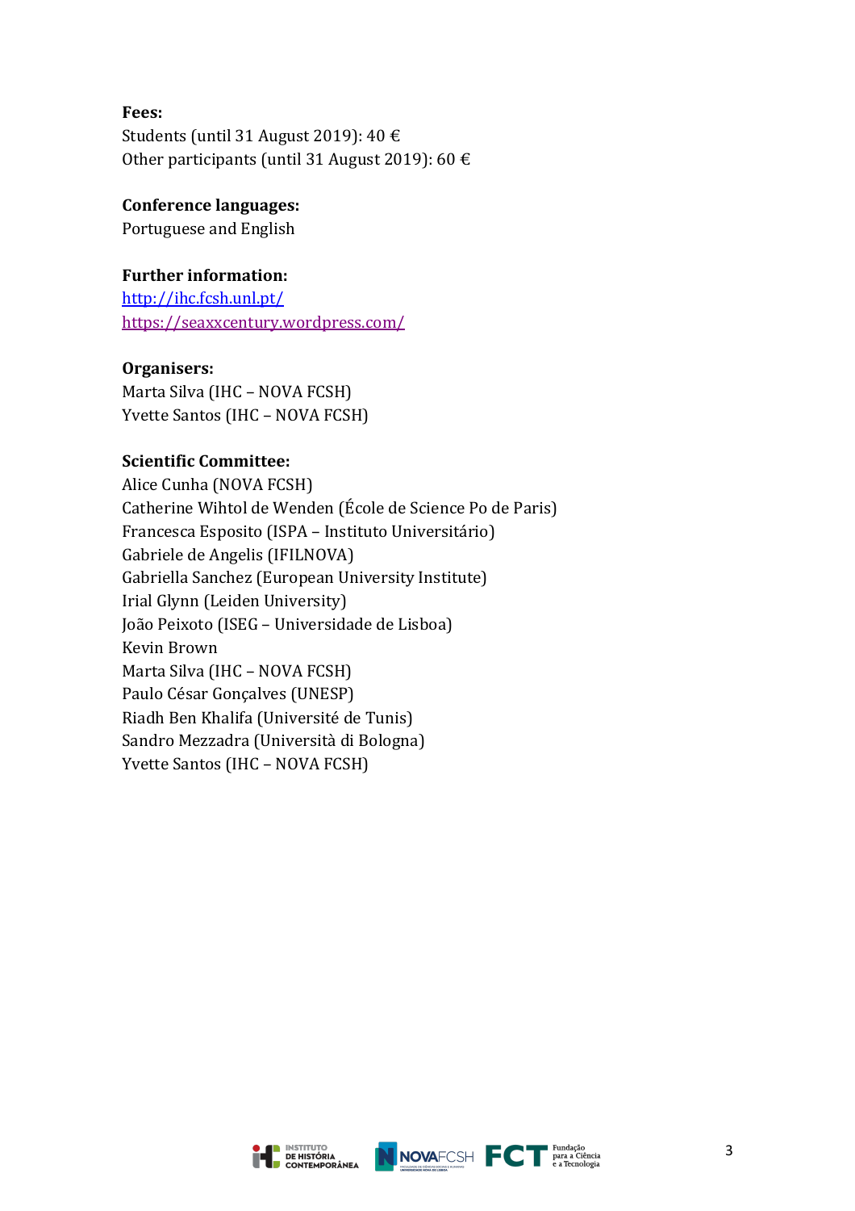**Fees:**
Students (until 31 August 2019): 40 €
Other participants (until 31 August 2019): 60 €

**Conference languages:**
Portuguese and English

**Further information:**
http://ihc.fcsh.unl.pt/
https://seaxxcentury.wordpress.com/

**Organisers:**
Marta Silva (IHC – NOVA FCSH)
Yvette Santos (IHC – NOVA FCSH)

**Scientific Committee:**
Alice Cunha (NOVA FCSH)
Catherine Wihtol de Wenden (École de Science Po de Paris)
Francesca Esposito (ISPA – Instituto Universitário)
Gabriele de Angelis (IFILNOVA)
Gabriella Sanchez (European University Institute)
Irial Glynn (Leiden University)
João Peixoto (ISEG – Universidade de Lisboa)
Kevin Brown
Marta Silva (IHC – NOVA FCSH)
Paulo César Gonçalves (UNESP)
Riadh Ben Khalifa (Université de Tunis)
Sandro Mezzadra (Università di Bologna)
Yvette Santos (IHC – NOVA FCSH)